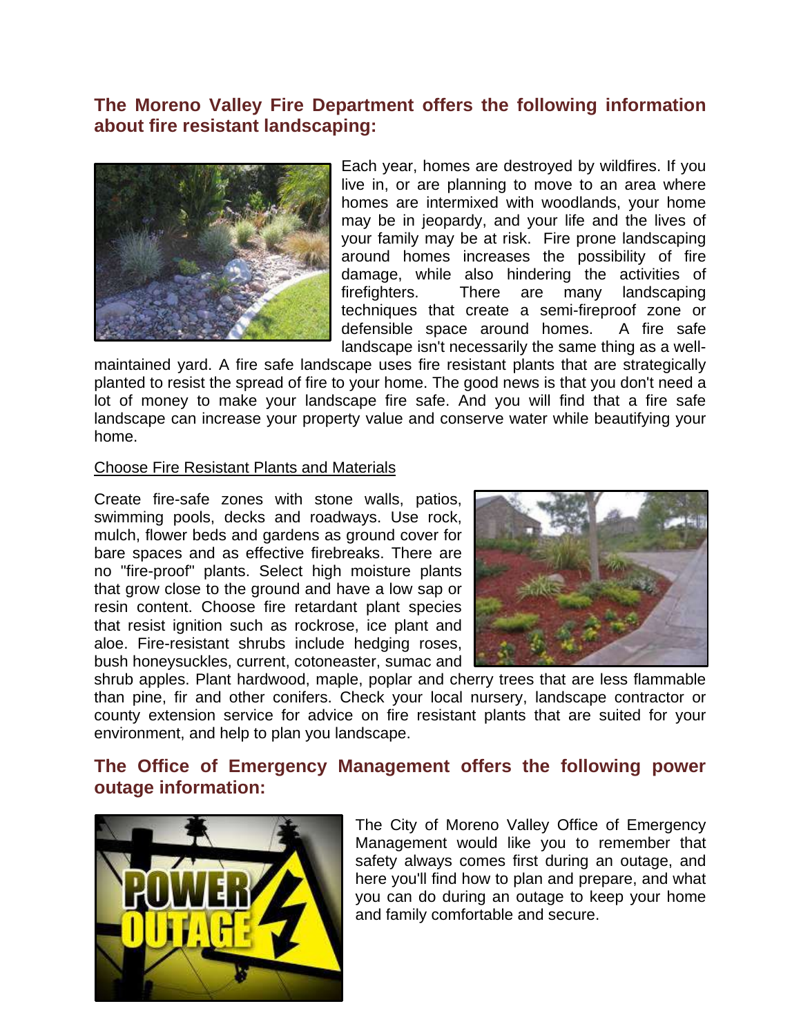## The Moreno Valley Fire Department offers the following information about fire resistant landscaping:

Each year, homes are destroyed by wildfires. If you live in, or are planning to move to an area where homes are intermixed with woodlands, your home may be in jeopardy, and your life and the lives of your family may be at risk. Fire prone landscaping around homes increases the possibility of fire damage, while also hindering the activities of firefighters. There are many landscaping techniques that create a semi-fireproof zone or defensible space around homes. A fire safe landscape isn't necessarily the same thing as a well-maintained yard. A fire safe landscape uses fire resistant plants that are strategically planted to resist the spread of fire to your home. The good news is that you don't need a lot of money to make your landscape fire safe. And you will find that a fire safe landscape can increase your property value and conserve water while beautifying your home.

Choose Fire Resistant Plants and Materials

Create fire-safe zones with stone walls, patios, swimming pools, decks and roadways. Use rock, mulch, flower beds and gardens as ground cover for bare spaces and as effective firebreaks. There are no "fire-proof" plants. Select high moisture plants that grow close to the ground and have a low sap or resin content. Choose fire retardant plant species that resist ignition such as rockrose, ice plant and aloe. Fire-resistant shrubs include hedging roses, bush honeysuckles, current, cotoneaster, sumac and shrub apples. Plant hardwood, maple, poplar and cherry trees that are less flammable than pine, fir and other conifers. Check your local nursery, landscape contractor or county extension service for advice on fire resistant plants that are suited for your environment, and help to plan you landscape.

## The Office of Emergency Management offers the following power outage information:

The City of Moreno Valley Office of Emergency Management would like you to remember that safety always comes first during an outage, and here you'll find how to plan and prepare, and what you can do during an outage to keep your home and family comfortable and secure.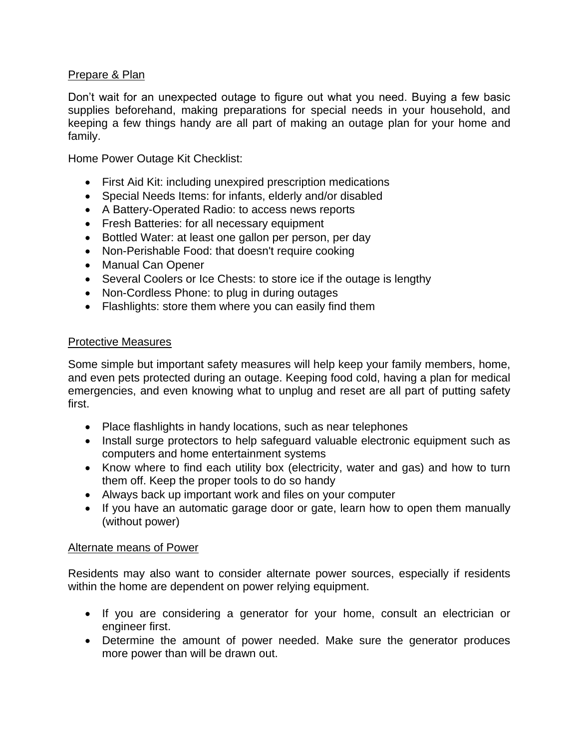## Prepare & Plan

Don’t wait for an unexpected outage to figure out what you need. Buying a few basic supplies beforehand, making preparations for special needs in your household, and keeping a few things handy are all part of making an outage plan for your home and family.

Home Power Outage Kit Checklist:

- First Aid Kit: including unexpired prescription medications
- Special Needs Items: for infants, elderly and/or disabled
- A Battery-Operated Radio: to access news reports
- Fresh Batteries: for all necessary equipment
- Bottled Water: at least one gallon per person, per day
- Non-Perishable Food: that doesn't require cooking
- Manual Can Opener
- Several Coolers or Ice Chests: to store ice if the outage is lengthy
- Non-Cordless Phone: to plug in during outages
- Flashlights: store them where you can easily find them

## Protective Measures

Some simple but important safety measures will help keep your family members, home, and even pets protected during an outage. Keeping food cold, having a plan for medical emergencies, and even knowing what to unplug and reset are all part of putting safety first.

- Place flashlights in handy locations, such as near telephones
- Install surge protectors to help safeguard valuable electronic equipment such as computers and home entertainment systems
- Know where to find each utility box (electricity, water and gas) and how to turn them off. Keep the proper tools to do so handy
- Always back up important work and files on your computer
- If you have an automatic garage door or gate, learn how to open them manually (without power)

## Alternate means of Power

Residents may also want to consider alternate power sources, especially if residents within the home are dependent on power relying equipment.

- If you are considering a generator for your home, consult an electrician or engineer first.
- Determine the amount of power needed. Make sure the generator produces more power than will be drawn out.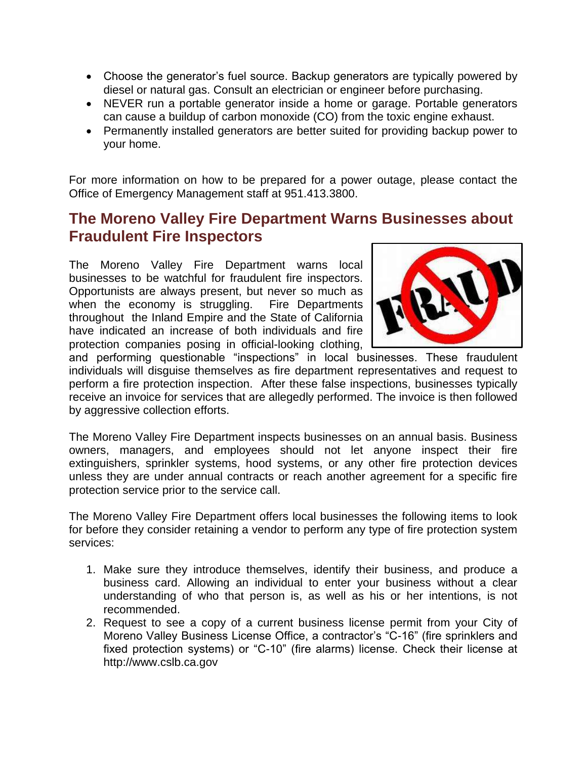- Choose the generator's fuel source. Backup generators are typically powered by diesel or natural gas. Consult an electrician or engineer before purchasing.
- NEVER run a portable generator inside a home or garage. Portable generators can cause a buildup of carbon monoxide (CO) from the toxic engine exhaust.
- Permanently installed generators are better suited for providing backup power to your home.

For more information on how to be prepared for a power outage, please contact the Office of Emergency Management staff at 951.413.3800.

## The Moreno Valley Fire Department Warns Businesses about Fraudulent Fire Inspectors

The Moreno Valley Fire Department warns local businesses to be watchful for fraudulent fire inspectors. Opportunists are always present, but never so much as when the economy is struggling. Fire Departments throughout the Inland Empire and the State of California have indicated an increase of both individuals and fire protection companies posing in official-looking clothing, and performing questionable "inspections" in local businesses. These fraudulent individuals will disguise themselves as fire department representatives and request to perform a fire protection inspection. After these false inspections, businesses typically receive an invoice for services that are allegedly performed. The invoice is then followed by aggressive collection efforts.

The Moreno Valley Fire Department inspects businesses on an annual basis. Business owners, managers, and employees should not let anyone inspect their fire extinguishers, sprinkler systems, hood systems, or any other fire protection devices unless they are under annual contracts or reach another agreement for a specific fire protection service prior to the service call.

The Moreno Valley Fire Department offers local businesses the following items to look for before they consider retaining a vendor to perform any type of fire protection system services:

1. Make sure they introduce themselves, identify their business, and produce a business card. Allowing an individual to enter your business without a clear understanding of who that person is, as well as his or her intentions, is not recommended.
2. Request to see a copy of a current business license permit from your City of Moreno Valley Business License Office, a contractor's "C-16" (fire sprinklers and fixed protection systems) or "C-10" (fire alarms) license. Check their license at http://www.cslb.ca.gov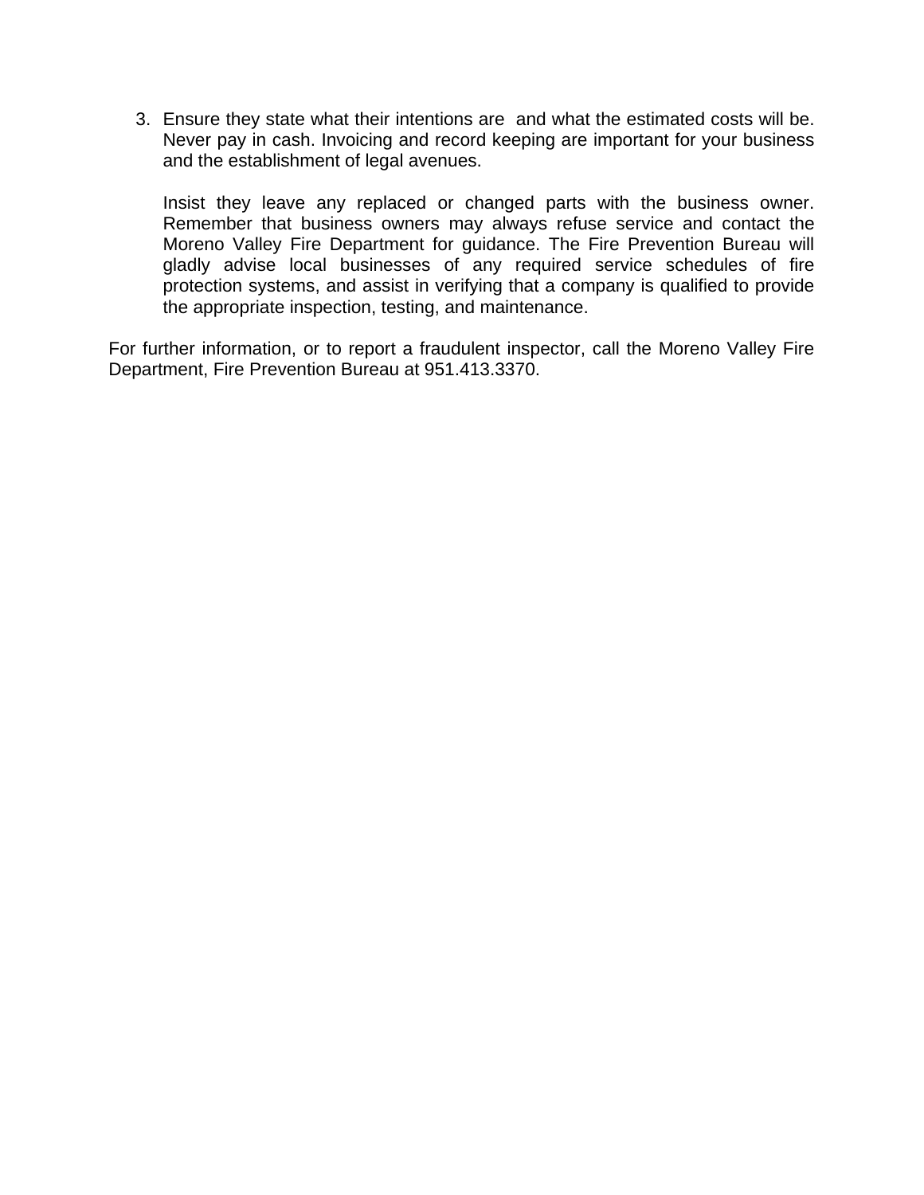3. Ensure they state what their intentions are and what the estimated costs will be. Never pay in cash. Invoicing and record keeping are important for your business and the establishment of legal avenues.

   Insist they leave any replaced or changed parts with the business owner. Remember that business owners may always refuse service and contact the Moreno Valley Fire Department for guidance. The Fire Prevention Bureau will gladly advise local businesses of any required service schedules of fire protection systems, and assist in verifying that a company is qualified to provide the appropriate inspection, testing, and maintenance.

For further information, or to report a fraudulent inspector, call the Moreno Valley Fire Department, Fire Prevention Bureau at 951.413.3370.